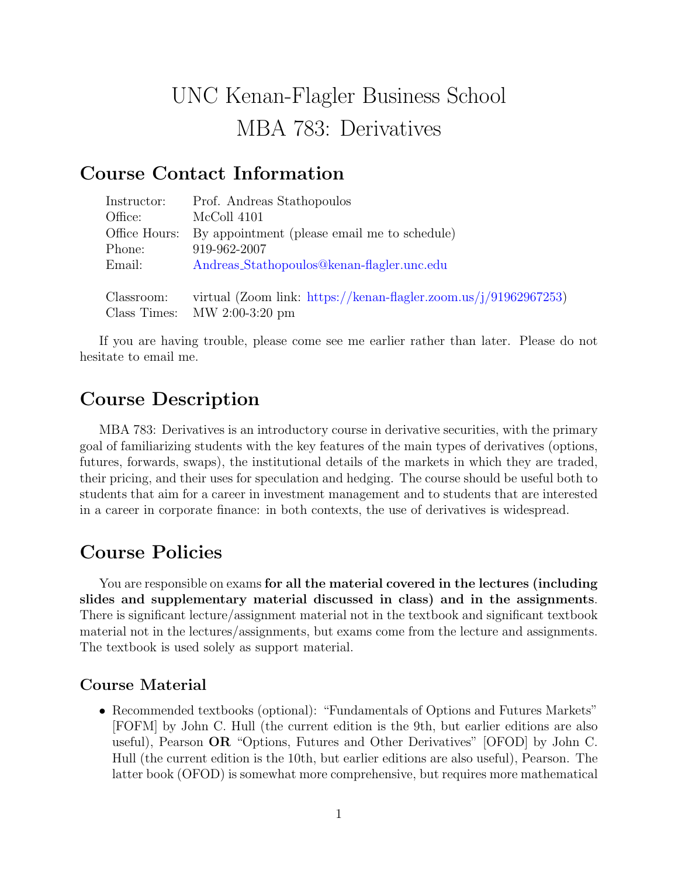# UNC Kenan-Flagler Business School
# MBA 783: Derivatives

## Course Contact Information

| | |
|---|---|
| Instructor: | Prof. Andreas Stathopoulos |
| Office: | McColl 4101 |
| Office Hours: | By appointment (please email me to schedule) |
| Phone: | 919-962-2007 |
| Email: | Andreas_Stathopoulos@kenan-flagler.unc.edu |
| | |
| Classroom: | virtual (Zoom link: https://kenan-flagler.zoom.us/j/91962967253) |
| Class Times: | MW 2:00-3:20 pm |

If you are having trouble, please come see me earlier rather than later. Please do not hesitate to email me.

## Course Description

MBA 783: Derivatives is an introductory course in derivative securities, with the primary goal of familiarizing students with the key features of the main types of derivatives (options, futures, forwards, swaps), the institutional details of the markets in which they are traded, their pricing, and their uses for speculation and hedging. The course should be useful both to students that aim for a career in investment management and to students that are interested in a career in corporate finance: in both contexts, the use of derivatives is widespread.

## Course Policies

You are responsible on exams **for all the material covered in the lectures (including slides and supplementary material discussed in class) and in the assignments**. There is significant lecture/assignment material not in the textbook and significant textbook material not in the lectures/assignments, but exams come from the lecture and assignments. The textbook is used solely as support material.

### Course Material

- Recommended textbooks (optional): "Fundamentals of Options and Futures Markets" [FOFM] by John C. Hull (the current edition is the 9th, but earlier editions are also useful), Pearson **OR** "Options, Futures and Other Derivatives" [OFOD] by John C. Hull (the current edition is the 10th, but earlier editions are also useful), Pearson. The latter book (OFOD) is somewhat more comprehensive, but requires more mathematical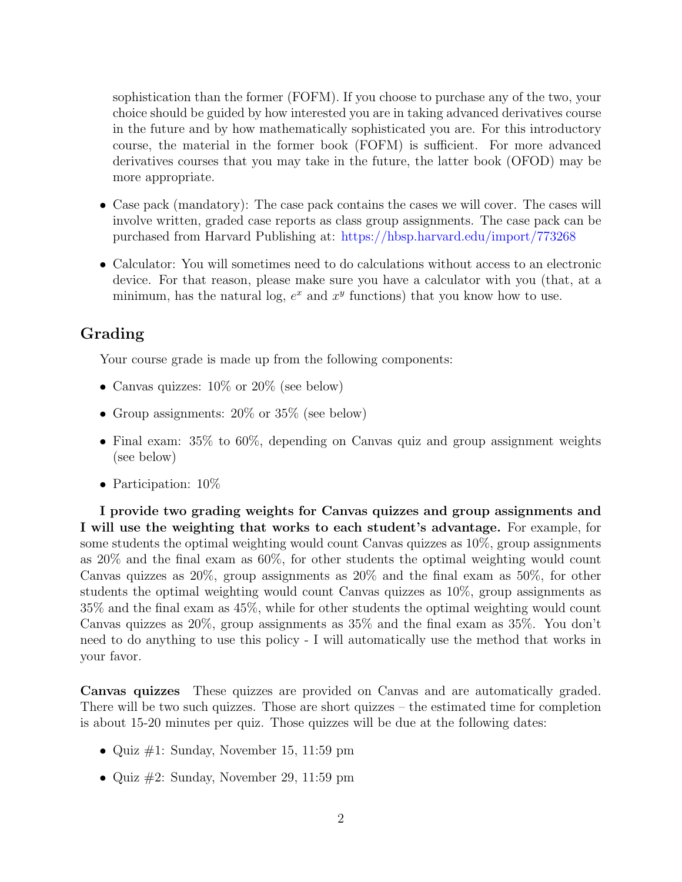sophistication than the former (FOFM). If you choose to purchase any of the two, your choice should be guided by how interested you are in taking advanced derivatives course in the future and by how mathematically sophisticated you are. For this introductory course, the material in the former book (FOFM) is sufficient. For more advanced derivatives courses that you may take in the future, the latter book (OFOD) may be more appropriate.

- Case pack (mandatory): The case pack contains the cases we will cover. The cases will involve written, graded case reports as class group assignments. The case pack can be purchased from Harvard Publishing at: https://hbsp.harvard.edu/import/773268
- Calculator: You will sometimes need to do calculations without access to an electronic device. For that reason, please make sure you have a calculator with you (that, at a minimum, has the natural log, $e^x$ and $x^y$ functions) that you know how to use.

## Grading

Your course grade is made up from the following components:

- Canvas quizzes: 10% or 20% (see below)
- Group assignments: 20% or 35% (see below)
- Final exam: 35% to 60%, depending on Canvas quiz and group assignment weights (see below)
- Participation: 10%

**I provide two grading weights for Canvas quizzes and group assignments and I will use the weighting that works to each student's advantage.** For example, for some students the optimal weighting would count Canvas quizzes as 10%, group assignments as 20% and the final exam as 60%, for other students the optimal weighting would count Canvas quizzes as 20%, group assignments as 20% and the final exam as 50%, for other students the optimal weighting would count Canvas quizzes as 10%, group assignments as 35% and the final exam as 45%, while for other students the optimal weighting would count Canvas quizzes as 20%, group assignments as 35% and the final exam as 35%. You don't need to do anything to use this policy - I will automatically use the method that works in your favor.

**Canvas quizzes** These quizzes are provided on Canvas and are automatically graded. There will be two such quizzes. Those are short quizzes – the estimated time for completion is about 15-20 minutes per quiz. Those quizzes will be due at the following dates:

- Quiz #1: Sunday, November 15, 11:59 pm
- Quiz #2: Sunday, November 29, 11:59 pm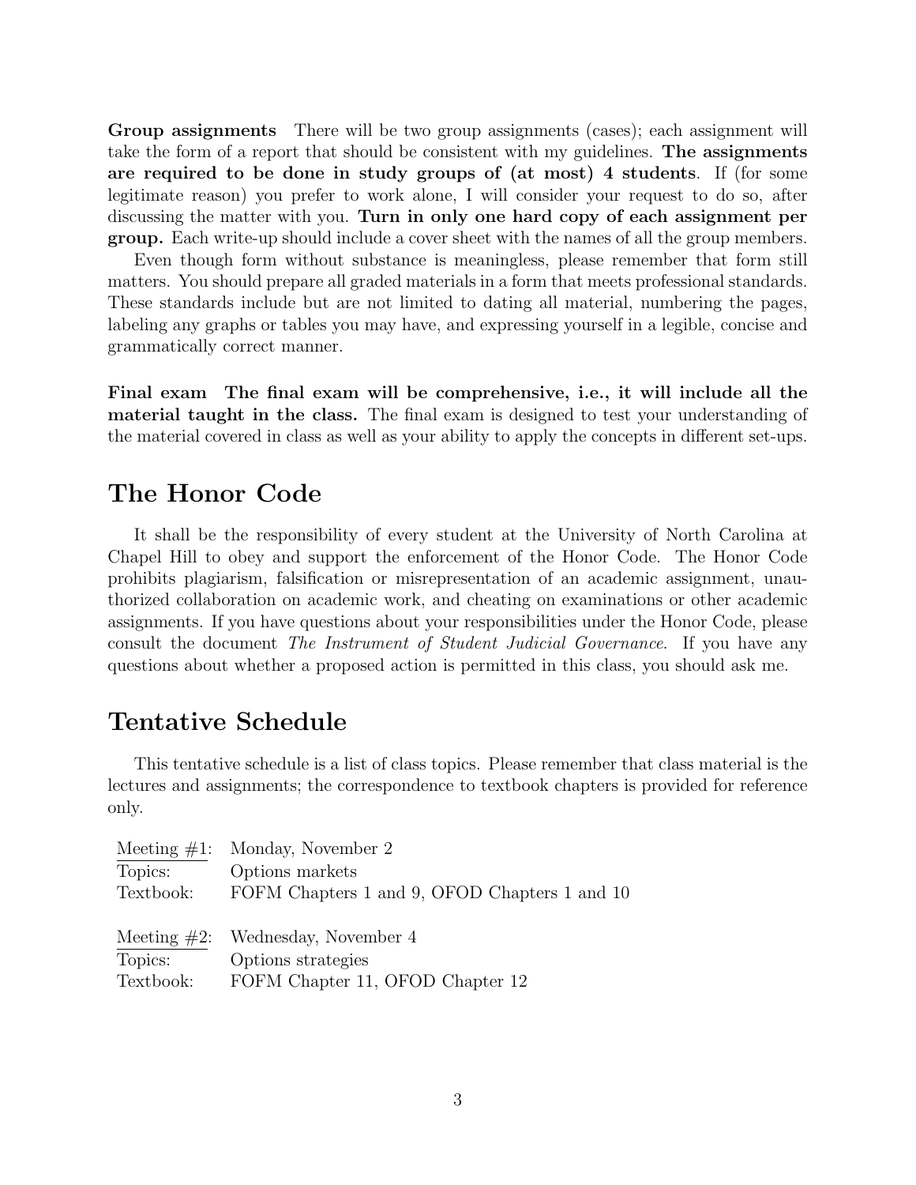**Group assignments** There will be two group assignments (cases); each assignment will take the form of a report that should be consistent with my guidelines. **The assignments are required to be done in study groups of (at most) 4 students**. If (for some legitimate reason) you prefer to work alone, I will consider your request to do so, after discussing the matter with you. **Turn in only one hard copy of each assignment per group.** Each write-up should include a cover sheet with the names of all the group members.

Even though form without substance is meaningless, please remember that form still matters. You should prepare all graded materials in a form that meets professional standards. These standards include but are not limited to dating all material, numbering the pages, labeling any graphs or tables you may have, and expressing yourself in a legible, concise and grammatically correct manner.

**Final exam** **The final exam will be comprehensive, i.e., it will include all the material taught in the class.** The final exam is designed to test your understanding of the material covered in class as well as your ability to apply the concepts in different set-ups.

## The Honor Code

It shall be the responsibility of every student at the University of North Carolina at Chapel Hill to obey and support the enforcement of the Honor Code. The Honor Code prohibits plagiarism, falsification or misrepresentation of an academic assignment, unauthorized collaboration on academic work, and cheating on examinations or other academic assignments. If you have questions about your responsibilities under the Honor Code, please consult the document *The Instrument of Student Judicial Governance*. If you have any questions about whether a proposed action is permitted in this class, you should ask me.

## Tentative Schedule

This tentative schedule is a list of class topics. Please remember that class material is the lectures and assignments; the correspondence to textbook chapters is provided for reference only.

Meeting #1: Monday, November 2
Topics: Options markets
Textbook: FOFM Chapters 1 and 9, OFOD Chapters 1 and 10

Meeting #2: Wednesday, November 4
Topics: Options strategies
Textbook: FOFM Chapter 11, OFOD Chapter 12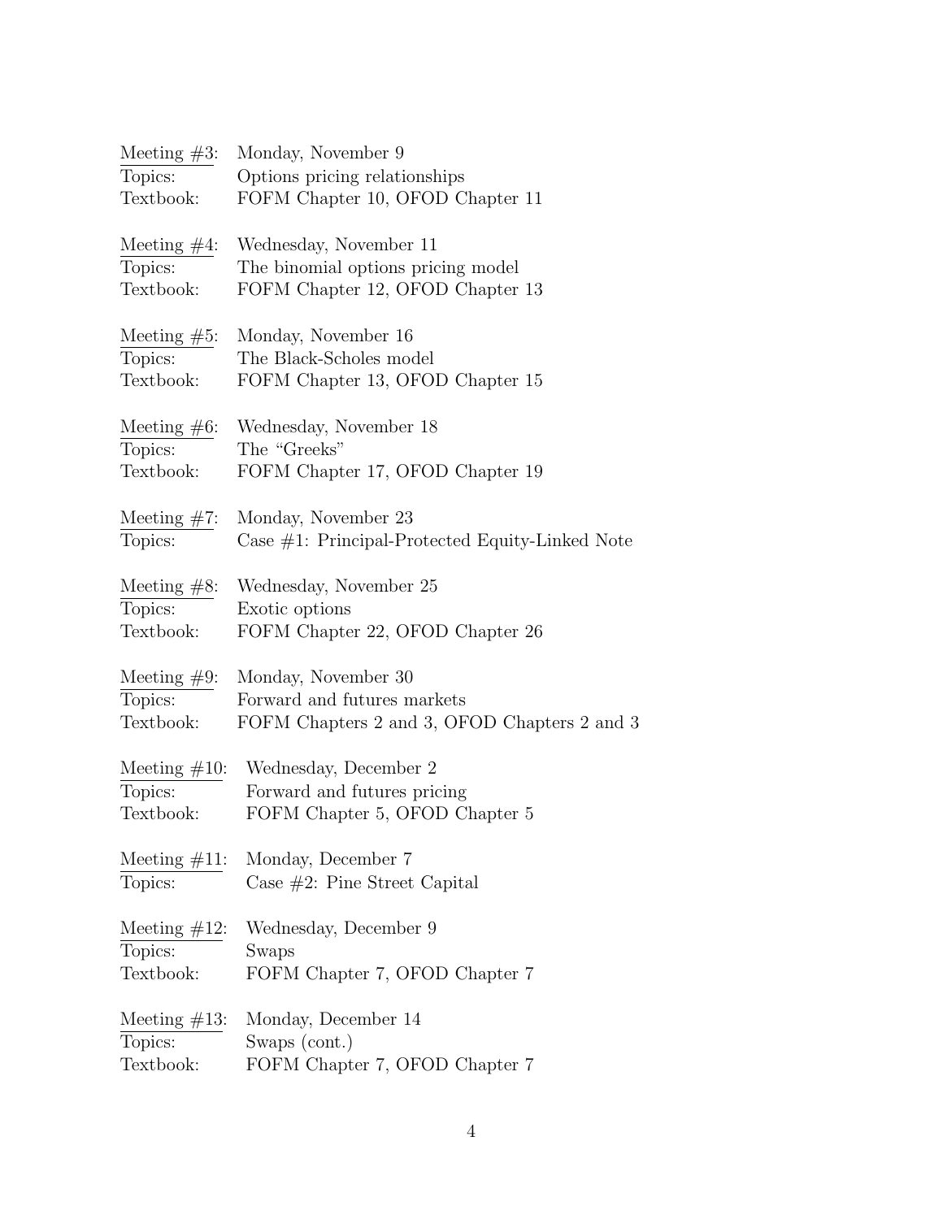Meeting #3: Monday, November 9
Topics: Options pricing relationships
Textbook: FOFM Chapter 10, OFOD Chapter 11

Meeting #4: Wednesday, November 11
Topics: The binomial options pricing model
Textbook: FOFM Chapter 12, OFOD Chapter 13

Meeting #5: Monday, November 16
Topics: The Black-Scholes model
Textbook: FOFM Chapter 13, OFOD Chapter 15

Meeting #6: Wednesday, November 18
Topics: The "Greeks"
Textbook: FOFM Chapter 17, OFOD Chapter 19

Meeting #7: Monday, November 23
Topics: Case #1: Principal-Protected Equity-Linked Note

Meeting #8: Wednesday, November 25
Topics: Exotic options
Textbook: FOFM Chapter 22, OFOD Chapter 26

Meeting #9: Monday, November 30
Topics: Forward and futures markets
Textbook: FOFM Chapters 2 and 3, OFOD Chapters 2 and 3

Meeting #10: Wednesday, December 2
Topics: Forward and futures pricing
Textbook: FOFM Chapter 5, OFOD Chapter 5

Meeting #11: Monday, December 7
Topics: Case #2: Pine Street Capital

Meeting #12: Wednesday, December 9
Topics: Swaps
Textbook: FOFM Chapter 7, OFOD Chapter 7

Meeting #13: Monday, December 14
Topics: Swaps (cont.)
Textbook: FOFM Chapter 7, OFOD Chapter 7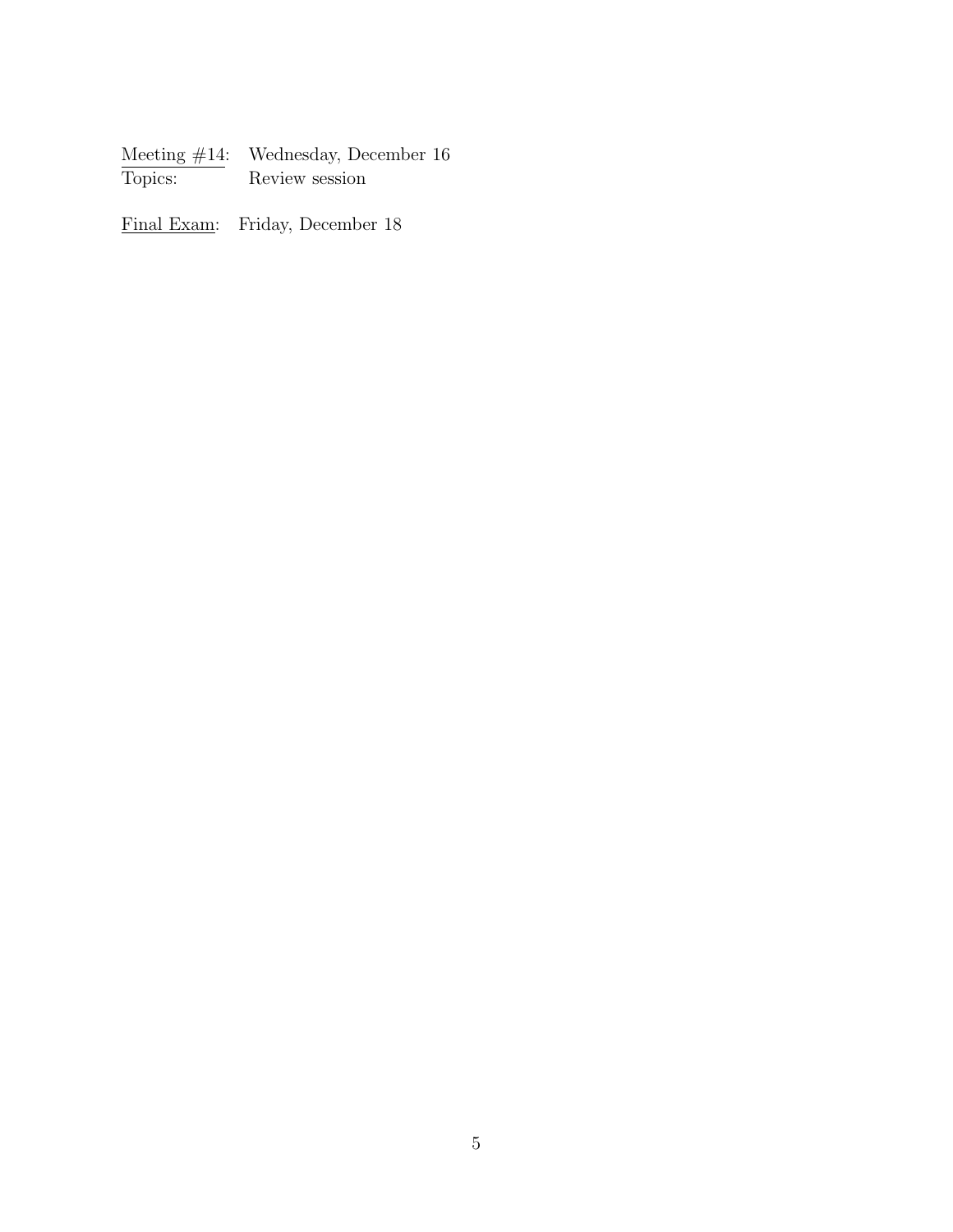<u>Meeting #14</u>: Wednesday, December 16
Topics: Review session

<u>Final Exam</u>: Friday, December 18